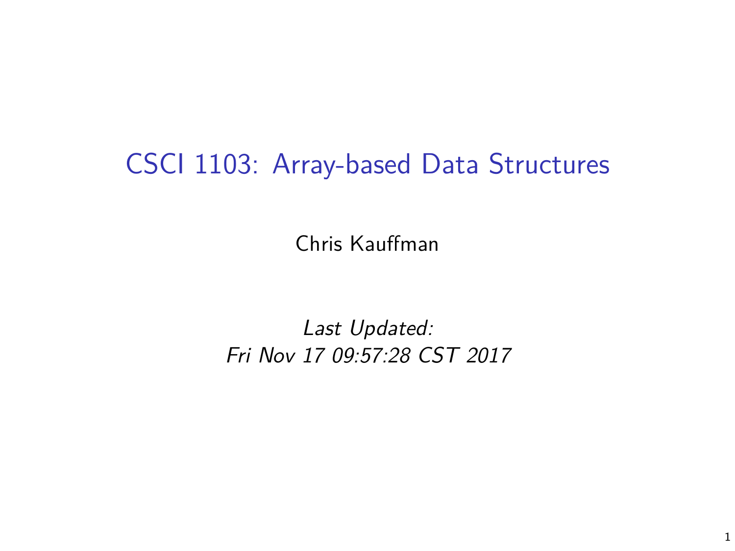# CSCI 1103: Array-based Data Structures

Chris Kauffman

*Last Updated:*
*Fri Nov 17 09:57:28 CST 2017*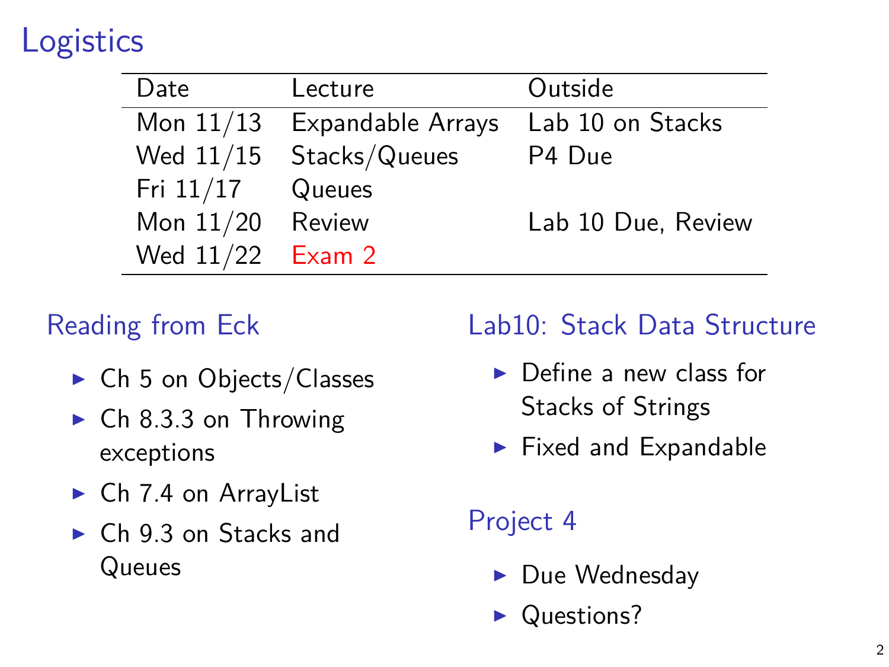# Logistics

| Date | Lecture | Outside |
|---|---|---|
| Mon 11/13 | Expandable Arrays | Lab 10 on Stacks |
| Wed 11/15 | Stacks/Queues | P4 Due |
| Fri 11/17 | Queues | |
| Mon 11/20 | Review | Lab 10 Due, Review |
| Wed 11/22 | Exam 2 | |

## Reading from Eck

- Ch 5 on Objects/Classes
- Ch 8.3.3 on Throwing exceptions
- Ch 7.4 on ArrayList
- Ch 9.3 on Stacks and Queues

## Lab10: Stack Data Structure

- Define a new class for Stacks of Strings
- Fixed and Expandable

## Project 4

- Due Wednesday
- Questions?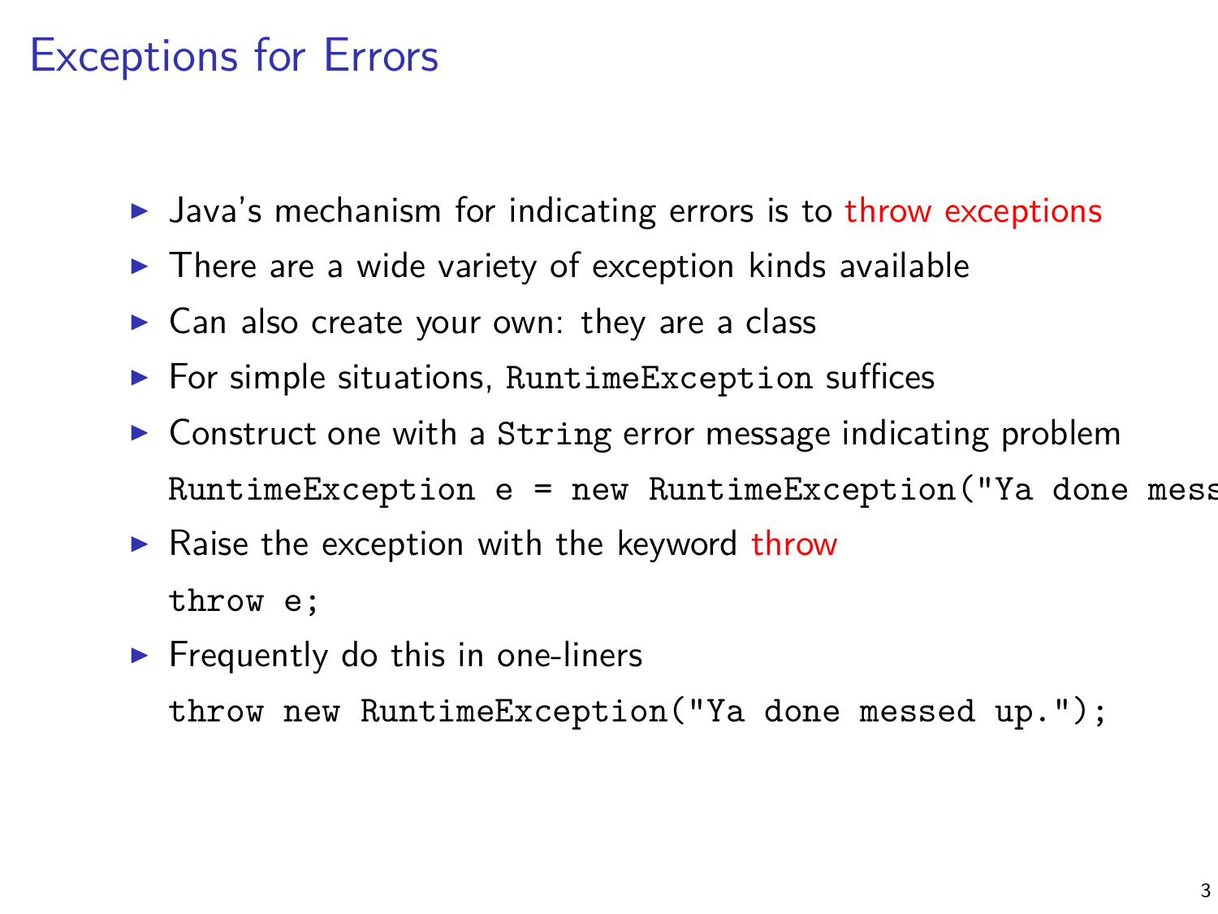# Exceptions for Errors

- Java's mechanism for indicating errors is to throw exceptions
- There are a wide variety of exception kinds available
- Can also create your own: they are a class
- For simple situations, `RuntimeException` suffices
- Construct one with a `String` error message indicating problem

  ```
  RuntimeException e = new RuntimeException("Ya done mess
  ```
- Raise the exception with the keyword throw

  ```
  throw e;
  ```
- Frequently do this in one-liners

  ```
  throw new RuntimeException("Ya done messed up.");
  ```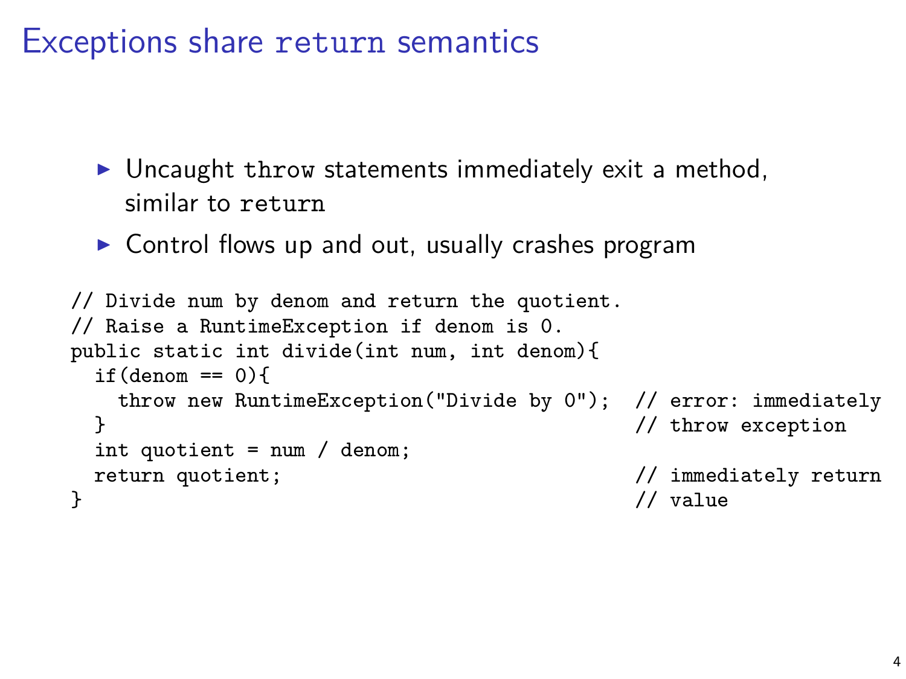# Exceptions share `return` semantics

- Uncaught `throw` statements immediately exit a method, similar to `return`
- Control flows up and out, usually crashes program

```
// Divide num by denom and return the quotient.
// Raise a RuntimeException if denom is 0.
public static int divide(int num, int denom){
  if(denom == 0){
    throw new RuntimeException("Divide by 0");  // error: immediately
  }                                             // throw exception
  int quotient = num / denom;
  return quotient;                              // immediately return
}                                               // value
```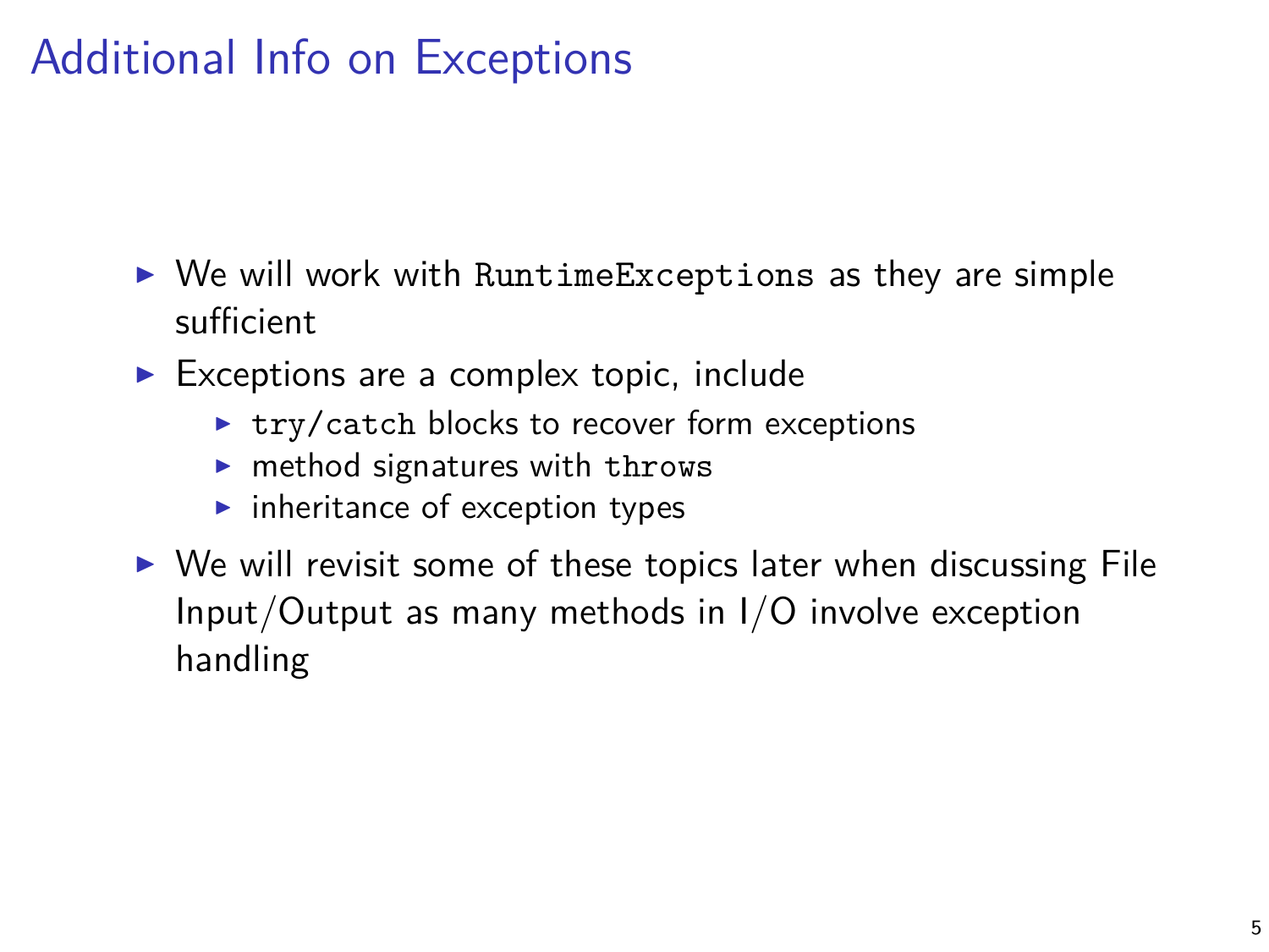# Additional Info on Exceptions

- We will work with `RuntimeExceptions` as they are simple sufficient
- Exceptions are a complex topic, include
  - `try/catch` blocks to recover form exceptions
  - method signatures with `throws`
  - inheritance of exception types
- We will revisit some of these topics later when discussing File Input/Output as many methods in I/O involve exception handling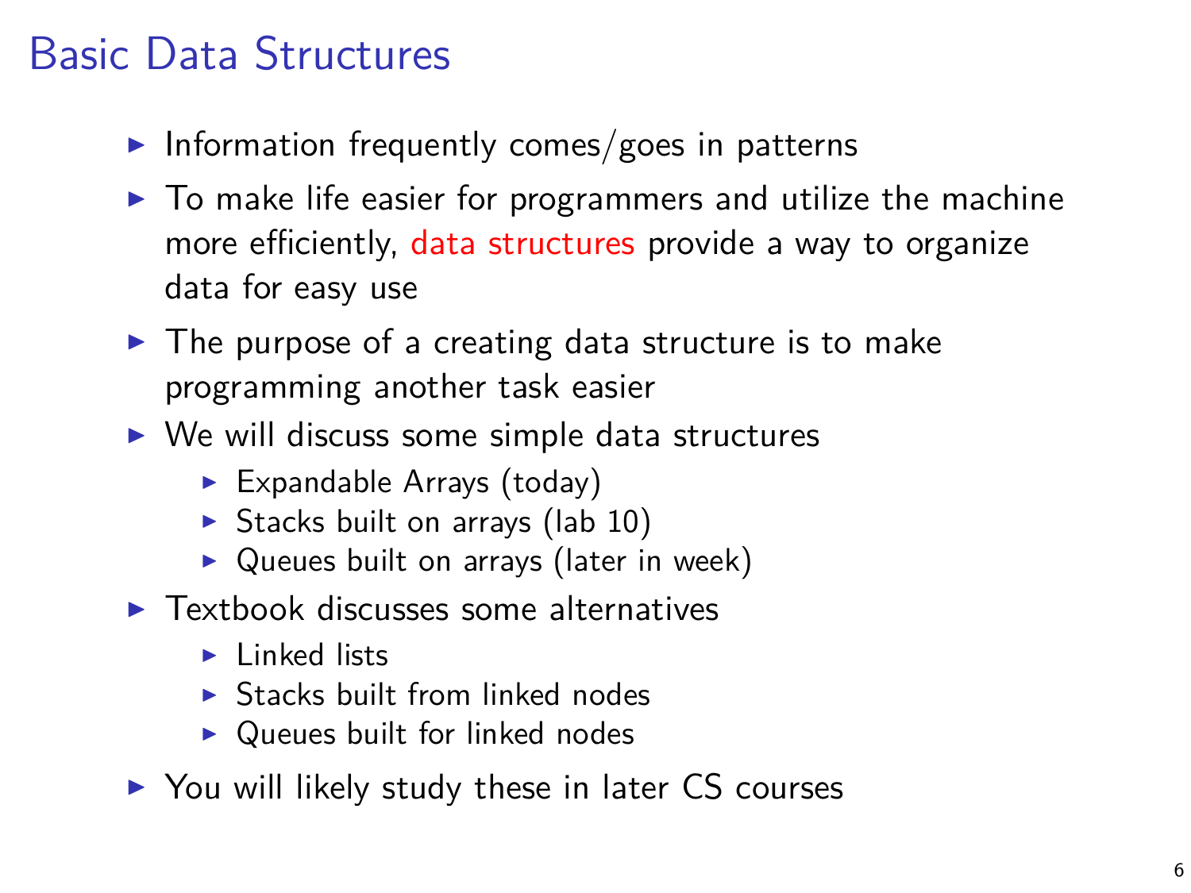# Basic Data Structures

- Information frequently comes/goes in patterns
- To make life easier for programmers and utilize the machine more efficiently, data structures provide a way to organize data for easy use
- The purpose of a creating data structure is to make programming another task easier
- We will discuss some simple data structures
  - Expandable Arrays (today)
  - Stacks built on arrays (lab 10)
  - Queues built on arrays (later in week)
- Textbook discusses some alternatives
  - Linked lists
  - Stacks built from linked nodes
  - Queues built for linked nodes
- You will likely study these in later CS courses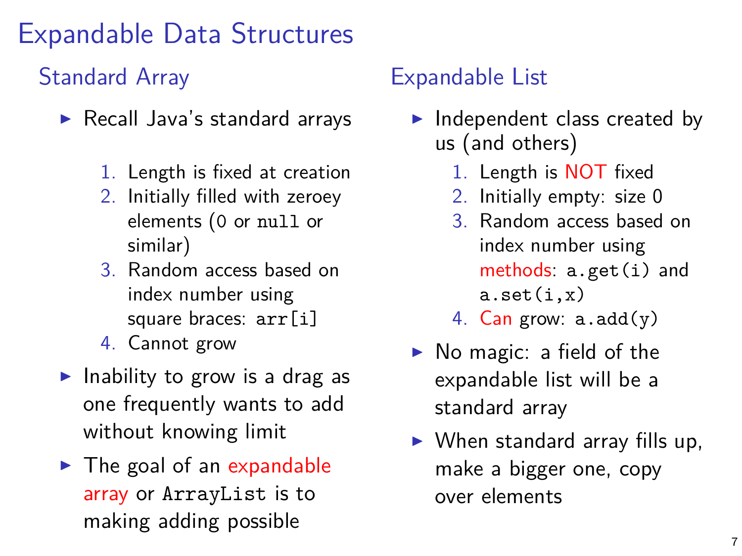# Expandable Data Structures

## Standard Array

- Recall Java's standard arrays
  1. Length is fixed at creation
  2. Initially filled with zeroey elements (0 or `null` or similar)
  3. Random access based on index number using square braces: `arr[i]`
  4. Cannot grow
- Inability to grow is a drag as one frequently wants to add without knowing limit
- The goal of an expandable array or `ArrayList` is to making adding possible

## Expandable List

- Independent class created by us (and others)
  1. Length is NOT fixed
  2. Initially empty: size 0
  3. Random access based on index number using methods: `a.get(i)` and `a.set(i,x)`
  4. Can grow: `a.add(y)`
- No magic: a field of the expandable list will be a standard array
- When standard array fills up, make a bigger one, copy over elements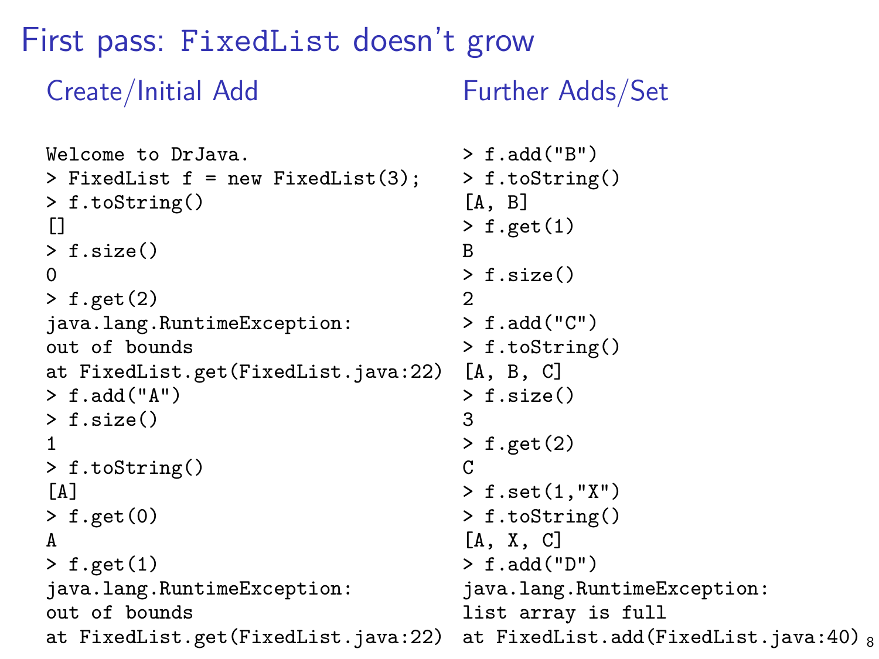# First pass: FixedList doesn't grow

## Create/Initial Add

```
Welcome to DrJava.
> FixedList f = new FixedList(3);
> f.toString()
[]
> f.size()
0
> f.get(2)
java.lang.RuntimeException:
out of bounds
at FixedList.get(FixedList.java:22)
> f.add("A")
> f.size()
1
> f.toString()
[A]
> f.get(0)
A
> f.get(1)
java.lang.RuntimeException:
out of bounds
at FixedList.get(FixedList.java:22)
```

## Further Adds/Set

```
> f.add("B")
> f.toString()
[A, B]
> f.get(1)
B
> f.size()
2
> f.add("C")
> f.toString()
[A, B, C]
> f.size()
3
> f.get(2)
C
> f.set(1,"X")
> f.toString()
[A, X, C]
> f.add("D")
java.lang.RuntimeException:
list array is full
at FixedList.add(FixedList.java:40)
```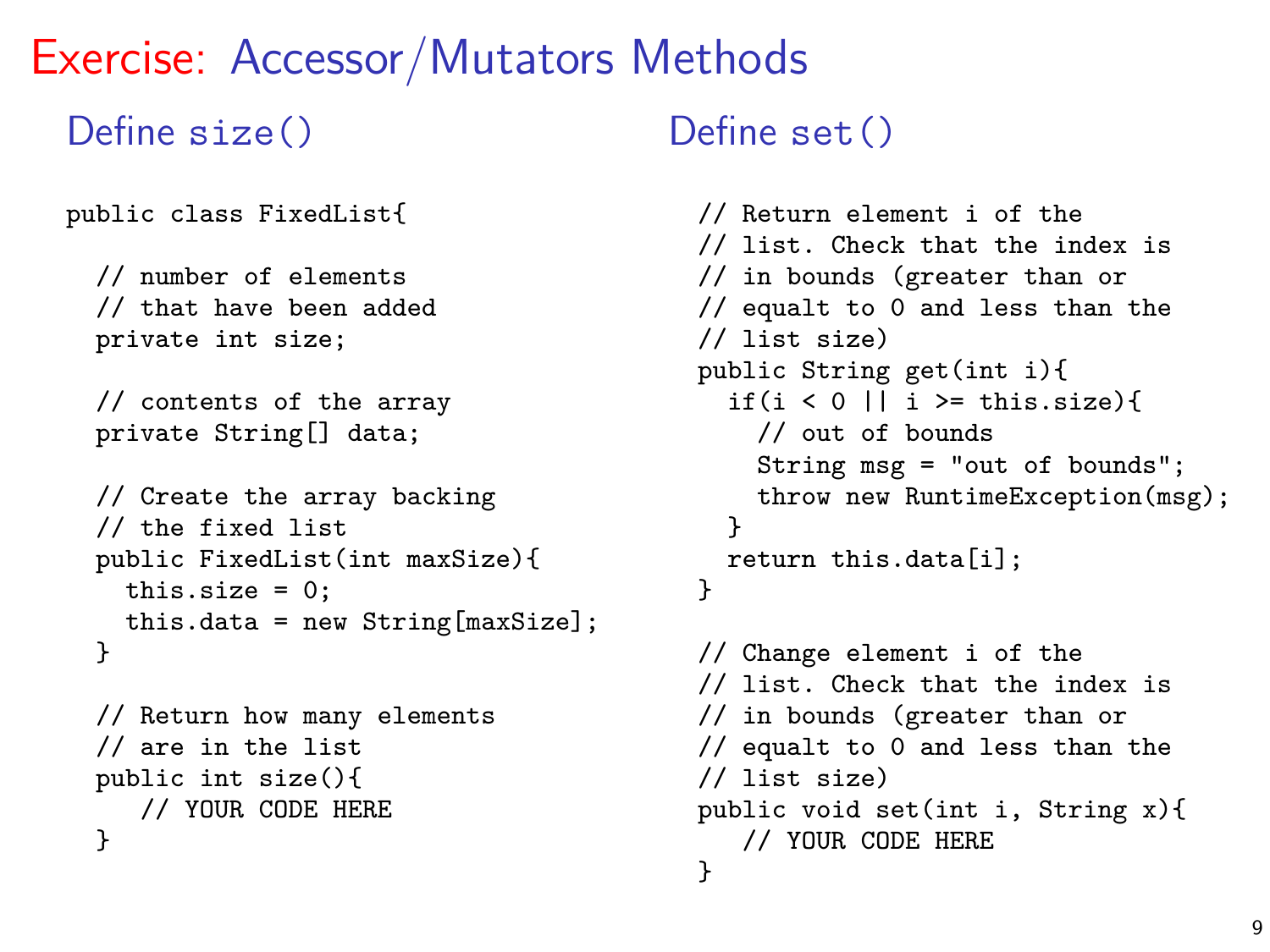# Exercise: Accessor/Mutators Methods

## Define size()

```
public class FixedList{

  // number of elements
  // that have been added
  private int size;

  // contents of the array
  private String[] data;

  // Create the array backing
  // the fixed list
  public FixedList(int maxSize){
    this.size = 0;
    this.data = new String[maxSize];
  }

  // Return how many elements
  // are in the list
  public int size(){
     // YOUR CODE HERE
  }
```

## Define set()

```
// Return element i of the
// list. Check that the index is
// in bounds (greater than or
// equalt to 0 and less than the
// list size)
public String get(int i){
  if(i < 0 || i >= this.size){
    // out of bounds
    String msg = "out of bounds";
    throw new RuntimeException(msg);
  }
  return this.data[i];
}

// Change element i of the
// list. Check that the index is
// in bounds (greater than or
// equalt to 0 and less than the
// list size)
public void set(int i, String x){
   // YOUR CODE HERE
}
```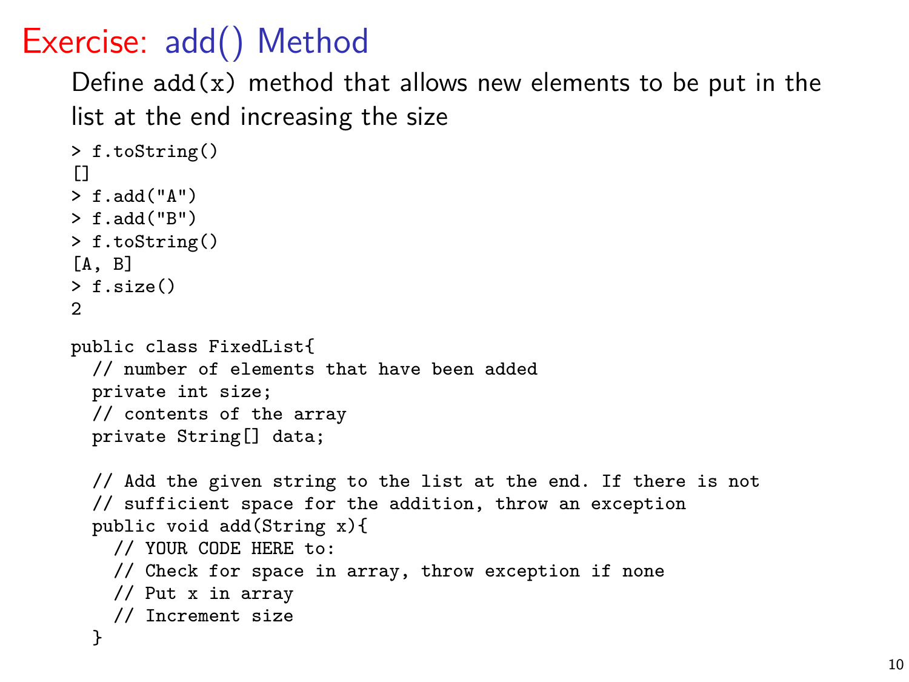# Exercise: add() Method

Define `add(x)` method that allows new elements to be put in the list at the end increasing the size

```
> f.toString()
[]
> f.add("A")
> f.add("B")
> f.toString()
[A, B]
> f.size()
2
```

```
public class FixedList{
  // number of elements that have been added
  private int size;
  // contents of the array
  private String[] data;

  // Add the given string to the list at the end. If there is not
  // sufficient space for the addition, throw an exception
  public void add(String x){
    // YOUR CODE HERE to:
    // Check for space in array, throw exception if none
    // Put x in array
    // Increment size
  }
```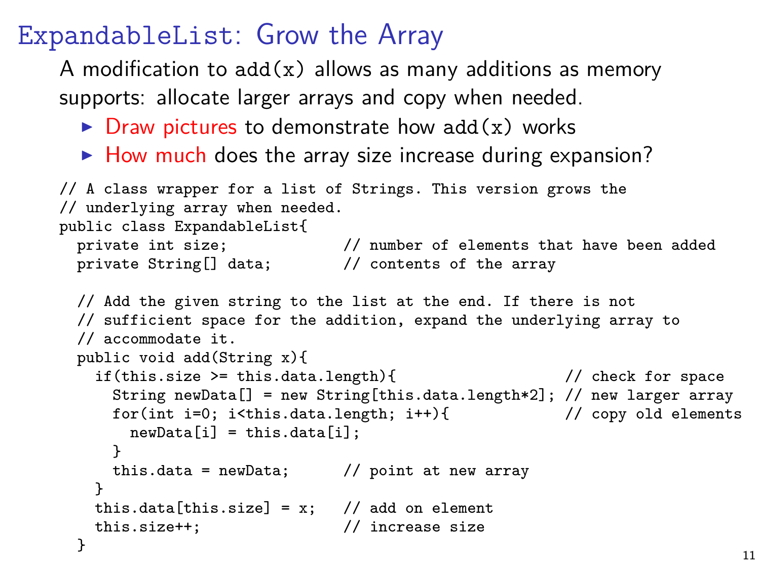# ExpandableList: Grow the Array

A modification to `add(x)` allows as many additions as memory supports: allocate larger arrays and copy when needed.

- Draw pictures to demonstrate how `add(x)` works
- How much does the array size increase during expansion?

```
// A class wrapper for a list of Strings. This version grows the
// underlying array when needed.
public class ExpandableList{
  private int size;            // number of elements that have been added
  private String[] data;       // contents of the array

  // Add the given string to the list at the end. If there is not
  // sufficient space for the addition, expand the underlying array to
  // accommodate it.
  public void add(String x){
    if(this.size >= this.data.length){                   // check for space
      String newData[] = new String[this.data.length*2]; // new larger array
      for(int i=0; i<this.data.length; i++){             // copy old elements
        newData[i] = this.data[i];
      }
      this.data = newData;      // point at new array
    }
    this.data[this.size] = x;   // add on element
    this.size++;                // increase size
  }
```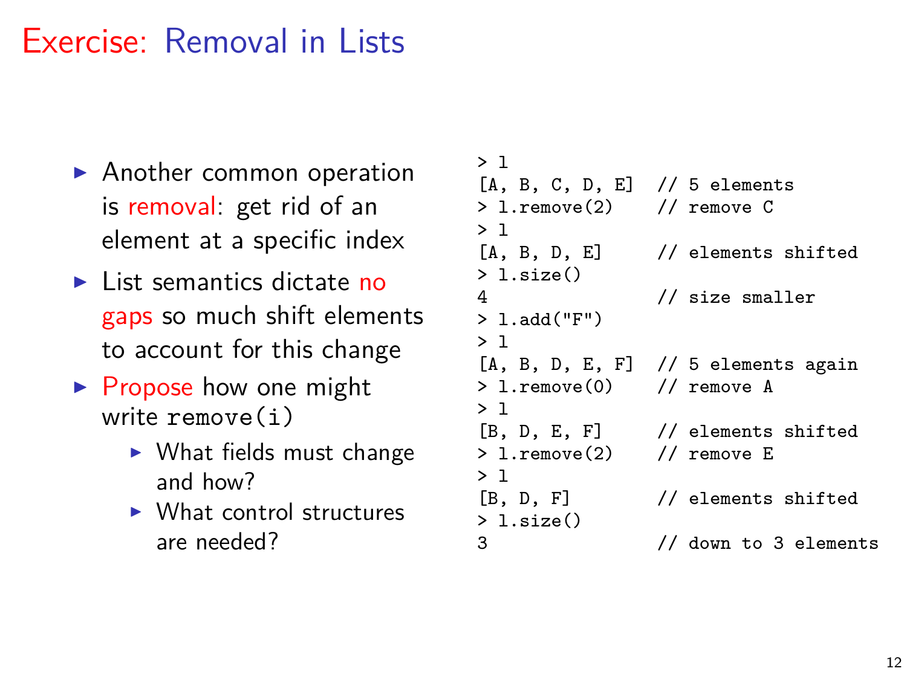# Exercise: Removal in Lists

- Another common operation is removal: get rid of an element at a specific index
- List semantics dictate no gaps so much shift elements to account for this change
- Propose how one might write `remove(i)`
  - What fields must change and how?
  - What control structures are needed?

```
> l
[A, B, C, D, E]  // 5 elements
> l.remove(2)    // remove C
> l
[A, B, D, E]     // elements shifted
> l.size()
4                // size smaller
> l.add("F")
> l
[A, B, D, E, F]  // 5 elements again
> l.remove(0)    // remove A
> l
[B, D, E, F]     // elements shifted
> l.remove(2)    // remove E
> l
[B, D, F]        // elements shifted
> l.size()
3                // down to 3 elements
```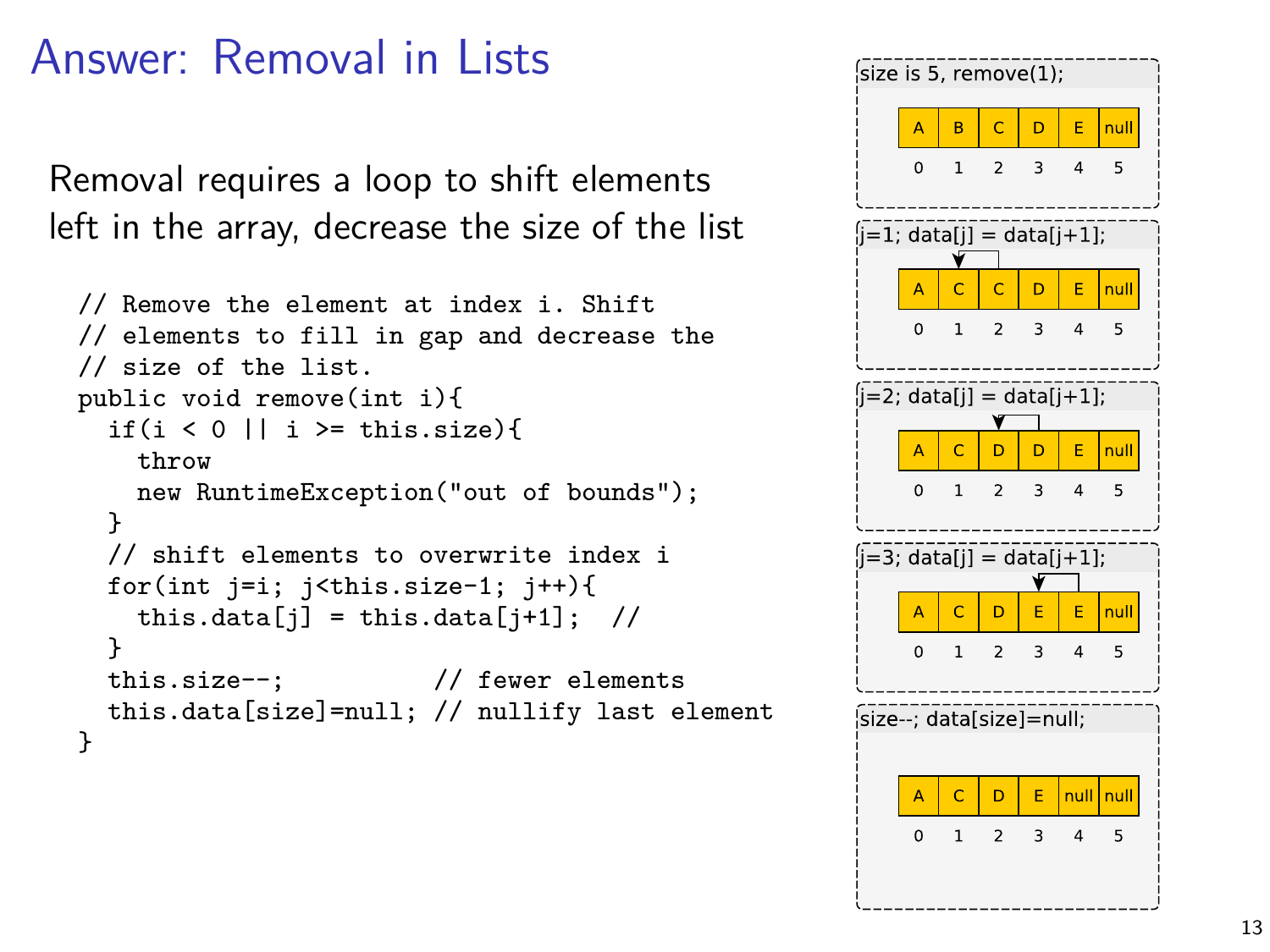# Answer: Removal in Lists

Removal requires a loop to shift elements left in the array, decrease the size of the list

```
// Remove the element at index i. Shift
// elements to fill in gap and decrease the
// size of the list.
public void remove(int i){
  if(i < 0 || i >= this.size){
    throw
    new RuntimeException("out of bounds");
  }
  // shift elements to overwrite index i
  for(int j=i; j<this.size-1; j++){
    this.data[j] = this.data[j+1];  //
  }
  this.size--;          // fewer elements
  this.data[size]=null; // nullify last element
}
```

size is 5, remove(1);

| A | B | C | D | E | null |
|---|---|---|---|---|---|
| 0 | 1 | 2 | 3 | 4 | 5 |

j=1; data[j] = data[j+1];

| A | C | C | D | E | null |
|---|---|---|---|---|---|
| 0 | 1 | 2 | 3 | 4 | 5 |

j=2; data[j] = data[j+1];

| A | C | D | D | E | null |
|---|---|---|---|---|---|
| 0 | 1 | 2 | 3 | 4 | 5 |

j=3; data[j] = data[j+1];

| A | C | D | E | E | null |
|---|---|---|---|---|---|
| 0 | 1 | 2 | 3 | 4 | 5 |

size--; data[size]=null;

| A | C | D | E | null | null |
|---|---|---|---|---|---|
| 0 | 1 | 2 | 3 | 4 | 5 |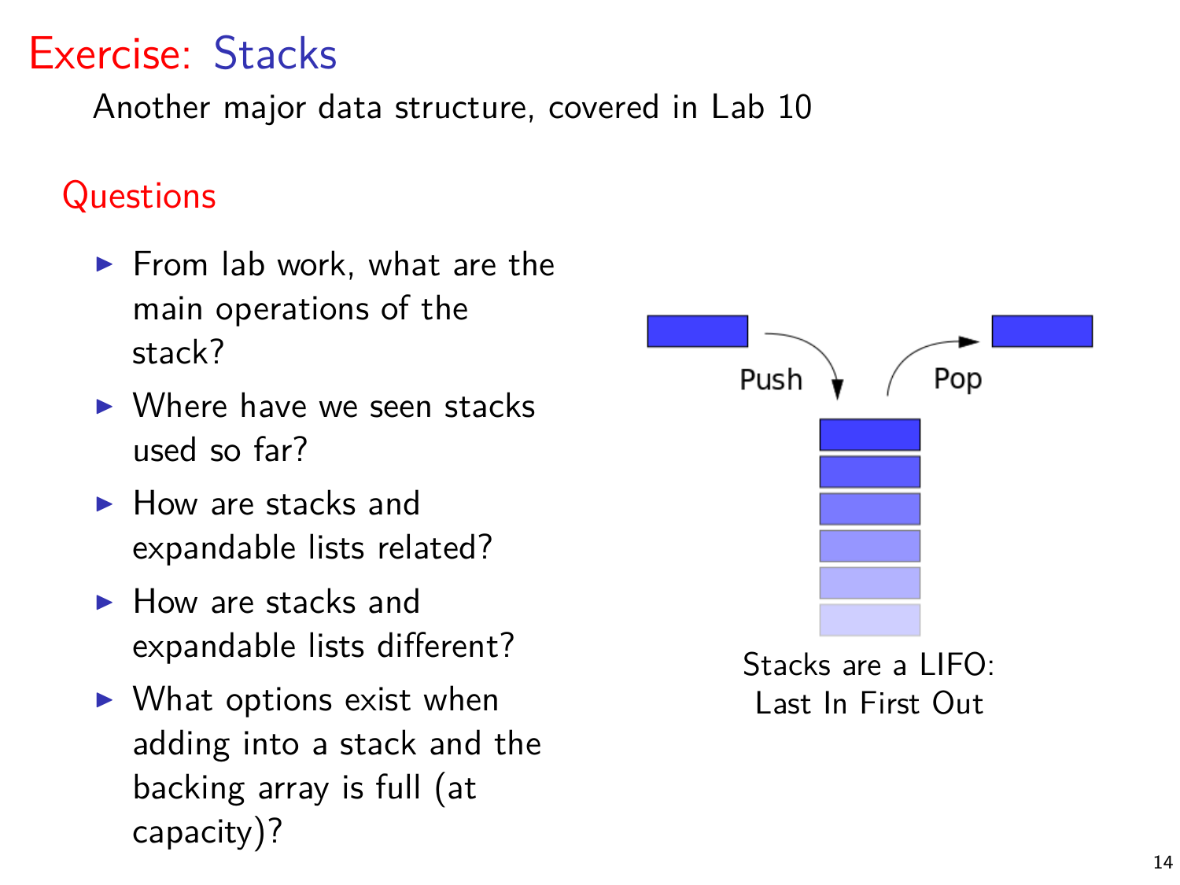# Exercise: Stacks

Another major data structure, covered in Lab 10

## Questions

- From lab work, what are the main operations of the stack?
- Where have we seen stacks used so far?
- How are stacks and expandable lists related?
- How are stacks and expandable lists different?
- What options exist when adding into a stack and the backing array is full (at capacity)?

Push

Pop

Stacks are a LIFO: Last In First Out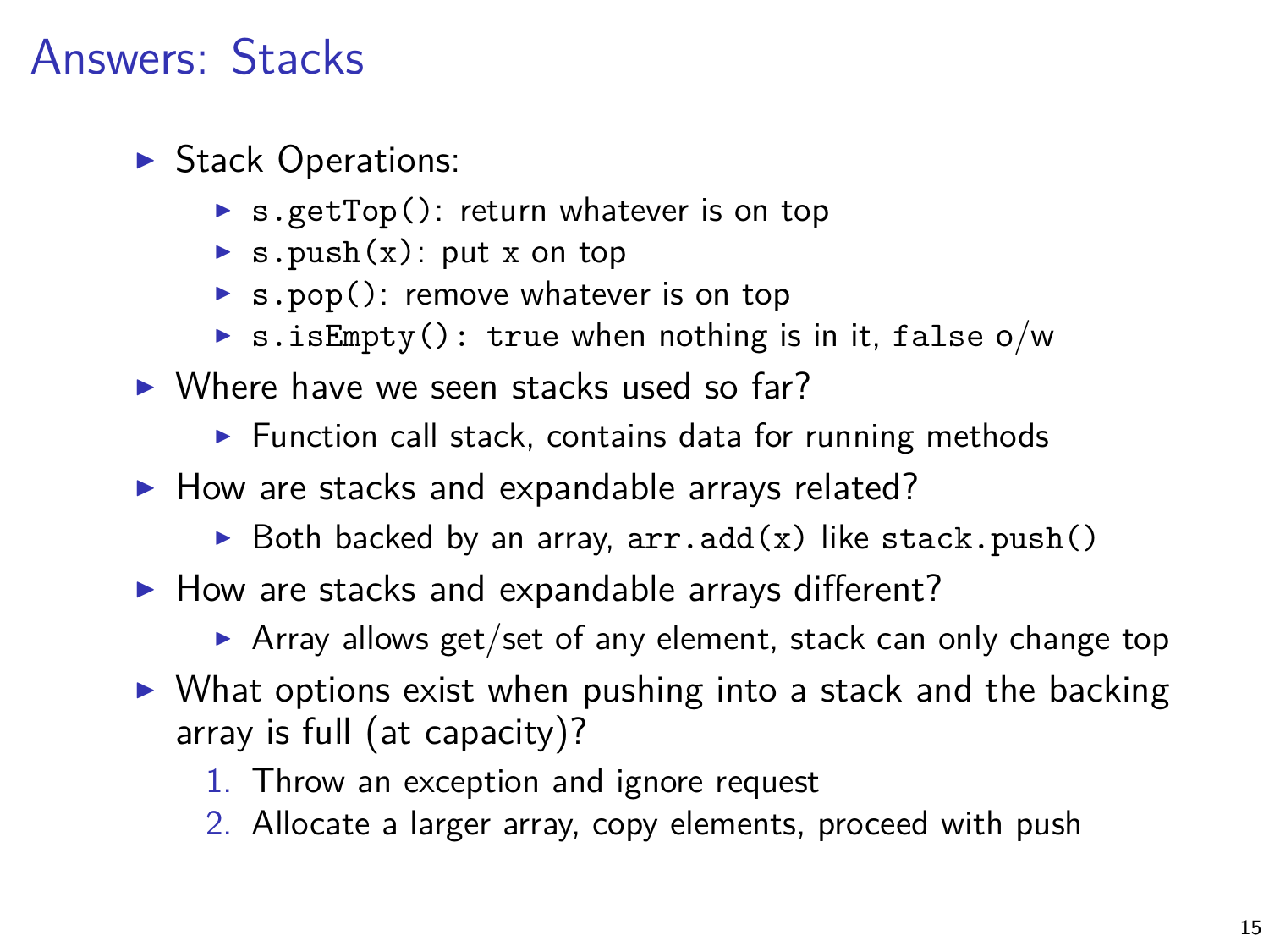# Answers: Stacks

- Stack Operations:
  - `s.getTop()`: return whatever is on top
  - `s.push(x)`: put `x` on top
  - `s.pop()`: remove whatever is on top
  - `s.isEmpty()`: `true` when nothing is in it, `false` o/w
- Where have we seen stacks used so far?
  - Function call stack, contains data for running methods
- How are stacks and expandable arrays related?
  - Both backed by an array, `arr.add(x)` like `stack.push()`
- How are stacks and expandable arrays different?
  - Array allows get/set of any element, stack can only change top
- What options exist when pushing into a stack and the backing array is full (at capacity)?
  1. Throw an exception and ignore request
  2. Allocate a larger array, copy elements, proceed with push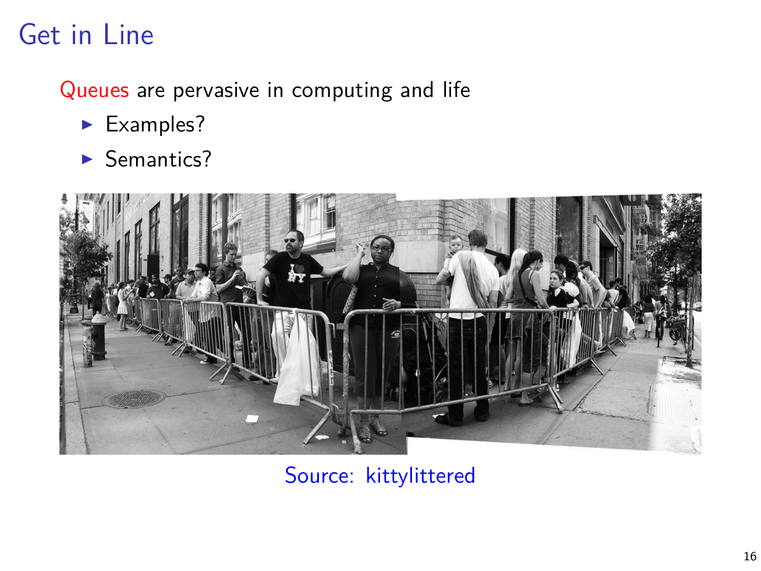# Get in Line

Queues are pervasive in computing and life

- Examples?
- Semantics?

Source: kittylittered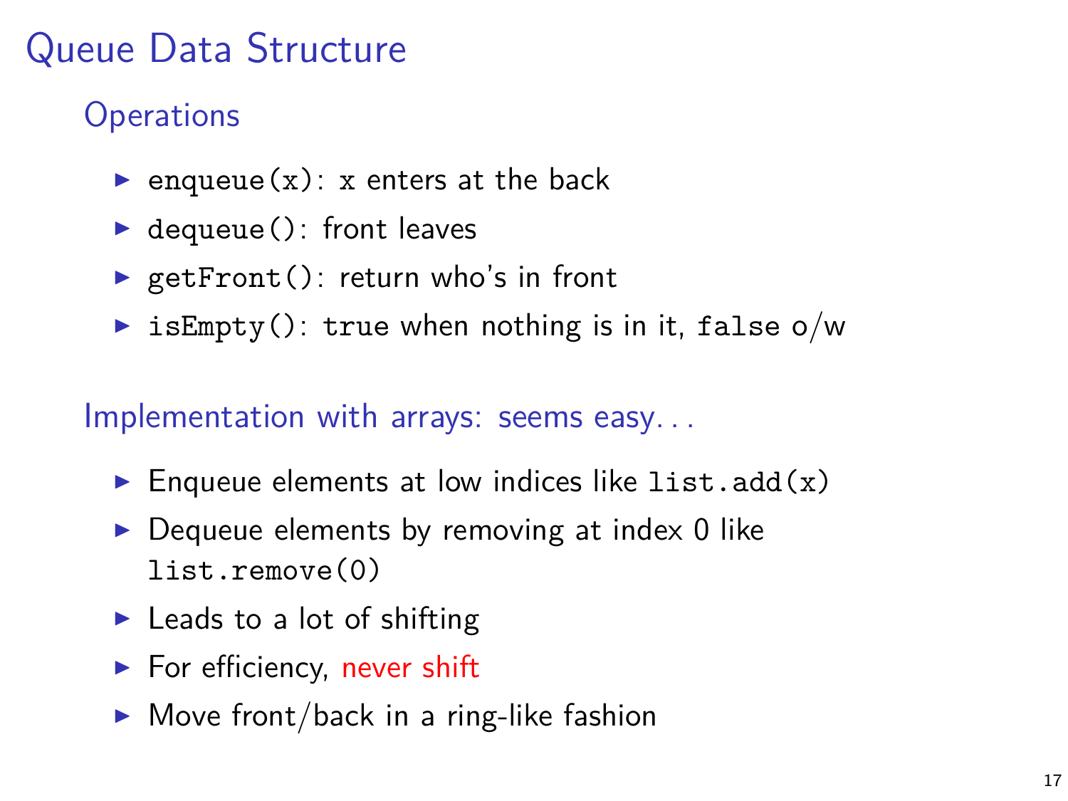# Queue Data Structure

## Operations

- `enqueue(x)`: `x` enters at the back
- `dequeue()`: front leaves
- `getFront()`: return who's in front
- `isEmpty()`: `true` when nothing is in it, `false` o/w

## Implementation with arrays: seems easy...

- Enqueue elements at low indices like `list.add(x)`
- Dequeue elements by removing at index 0 like `list.remove(0)`
- Leads to a lot of shifting
- For efficiency, never shift
- Move front/back in a ring-like fashion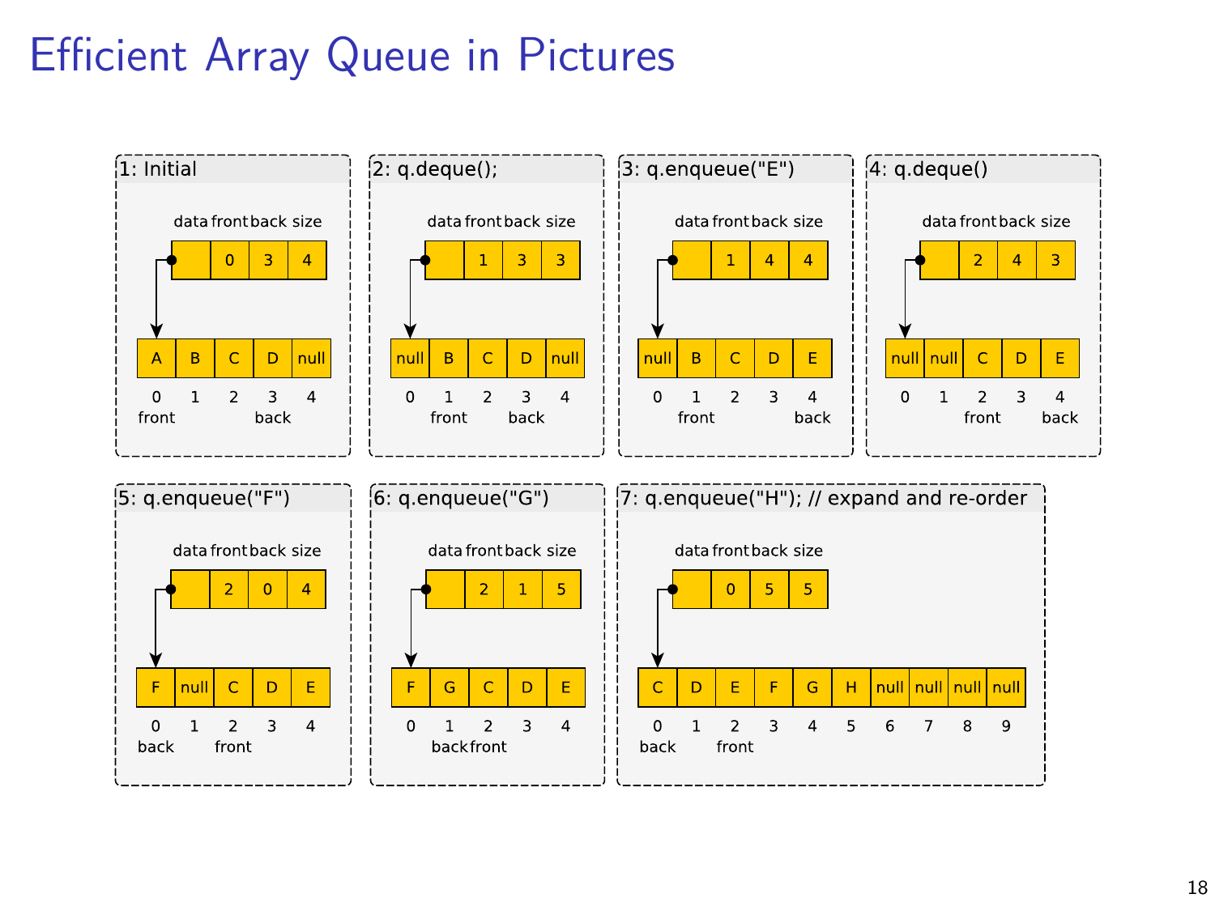# Efficient Array Queue in Pictures

**1: Initial**

| data | front | back | size |
|---|---|---|---|
| → | 0 | 3 | 4 |

| 0 (front) | 1 | 2 | 3 (back) | 4 |
|---|---|---|---|---|
| A | B | C | D | null |

**2: q.deque();**

| data | front | back | size |
|---|---|---|---|
| → | 1 | 3 | 3 |

| 0 | 1 (front) | 2 | 3 (back) | 4 |
|---|---|---|---|---|
| null | B | C | D | null |

**3: q.enqueue("E")**

| data | front | back | size |
|---|---|---|---|
| → | 1 | 4 | 4 |

| 0 | 1 (front) | 2 | 3 | 4 (back) |
|---|---|---|---|---|
| null | B | C | D | E |

**4: q.deque()**

| data | front | back | size |
|---|---|---|---|
| → | 2 | 4 | 3 |

| 0 | 1 | 2 (front) | 3 | 4 (back) |
|---|---|---|---|---|
| null | null | C | D | E |

**5: q.enqueue("F")**

| data | front | back | size |
|---|---|---|---|
| → | 2 | 0 | 4 |

| 0 (back) | 1 | 2 (front) | 3 | 4 |
|---|---|---|---|---|
| F | null | C | D | E |

**6: q.enqueue("G")**

| data | front | back | size |
|---|---|---|---|
| → | 2 | 1 | 5 |

| 0 | 1 (back) | 2 (front) | 3 | 4 |
|---|---|---|---|---|
| F | G | C | D | E |

**7: q.enqueue("H"); // expand and re-order**

| data | front | back | size |
|---|---|---|---|
| → | 0 | 5 | 5 |

| 0 (back) | 1 | 2 (front) | 3 | 4 | 5 | 6 | 7 | 8 | 9 |
|---|---|---|---|---|---|---|---|---|---|
| C | D | E | F | G | H | null | null | null | null |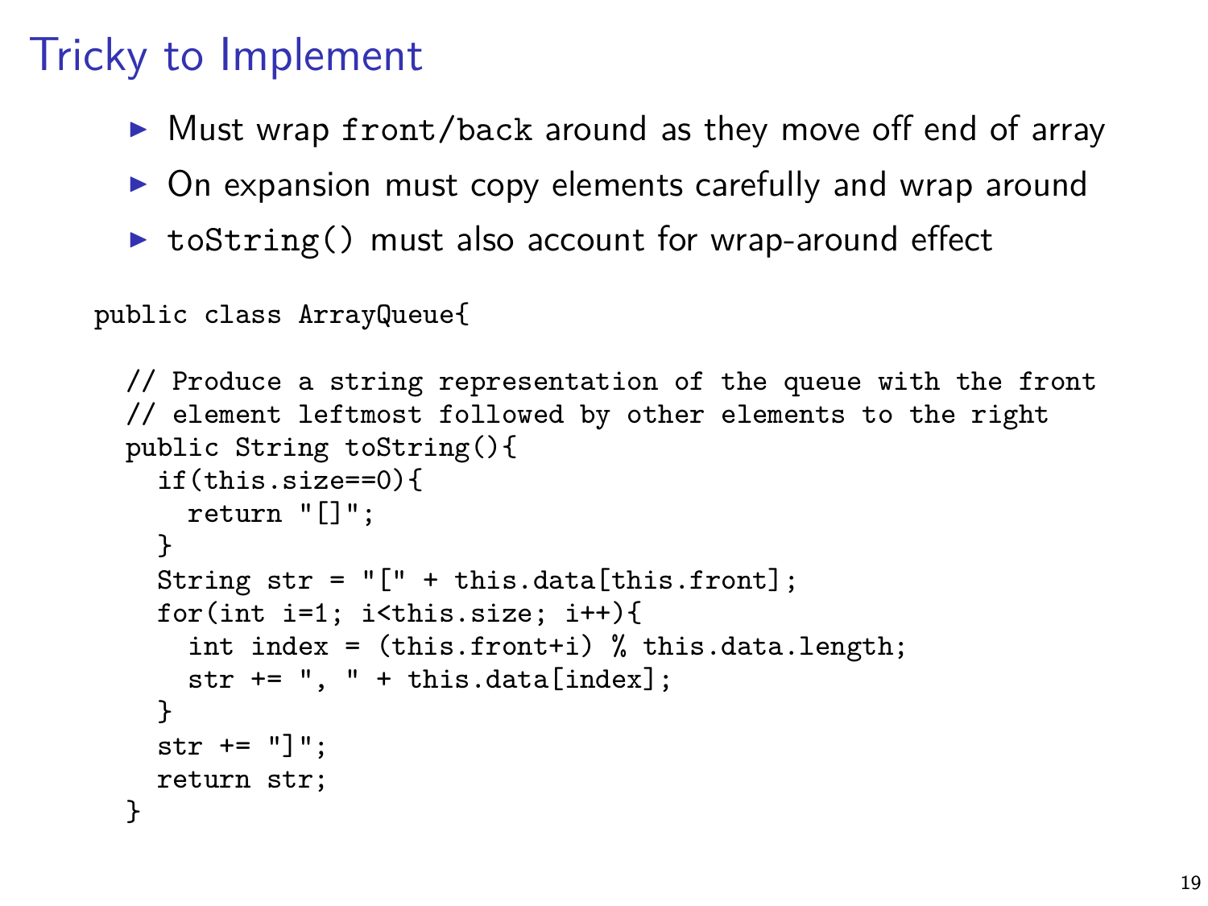# Tricky to Implement

- Must wrap `front/back` around as they move off end of array
- On expansion must copy elements carefully and wrap around
- `toString()` must also account for wrap-around effect

```
public class ArrayQueue{

  // Produce a string representation of the queue with the front
  // element leftmost followed by other elements to the right
  public String toString(){
    if(this.size==0){
      return "[]";
    }
    String str = "[" + this.data[this.front];
    for(int i=1; i<this.size; i++){
      int index = (this.front+i) % this.data.length;
      str += ", " + this.data[index];
    }
    str += "]";
    return str;
  }
```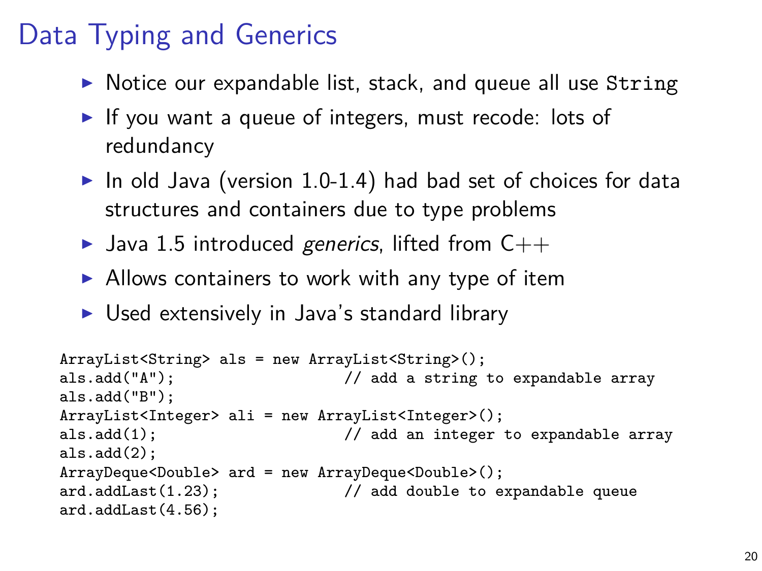# Data Typing and Generics

- Notice our expandable list, stack, and queue all use `String`
- If you want a queue of integers, must recode: lots of redundancy
- In old Java (version 1.0-1.4) had bad set of choices for data structures and containers due to type problems
- Java 1.5 introduced *generics*, lifted from C++
- Allows containers to work with any type of item
- Used extensively in Java's standard library

```
ArrayList<String> als = new ArrayList<String>();
als.add("A");                    // add a string to expandable array
als.add("B");
ArrayList<Integer> ali = new ArrayList<Integer>();
als.add(1);                      // add an integer to expandable array
als.add(2);
ArrayDeque<Double> ard = new ArrayDeque<Double>();
ard.addLast(1.23);               // add double to expandable queue
ard.addLast(4.56);
```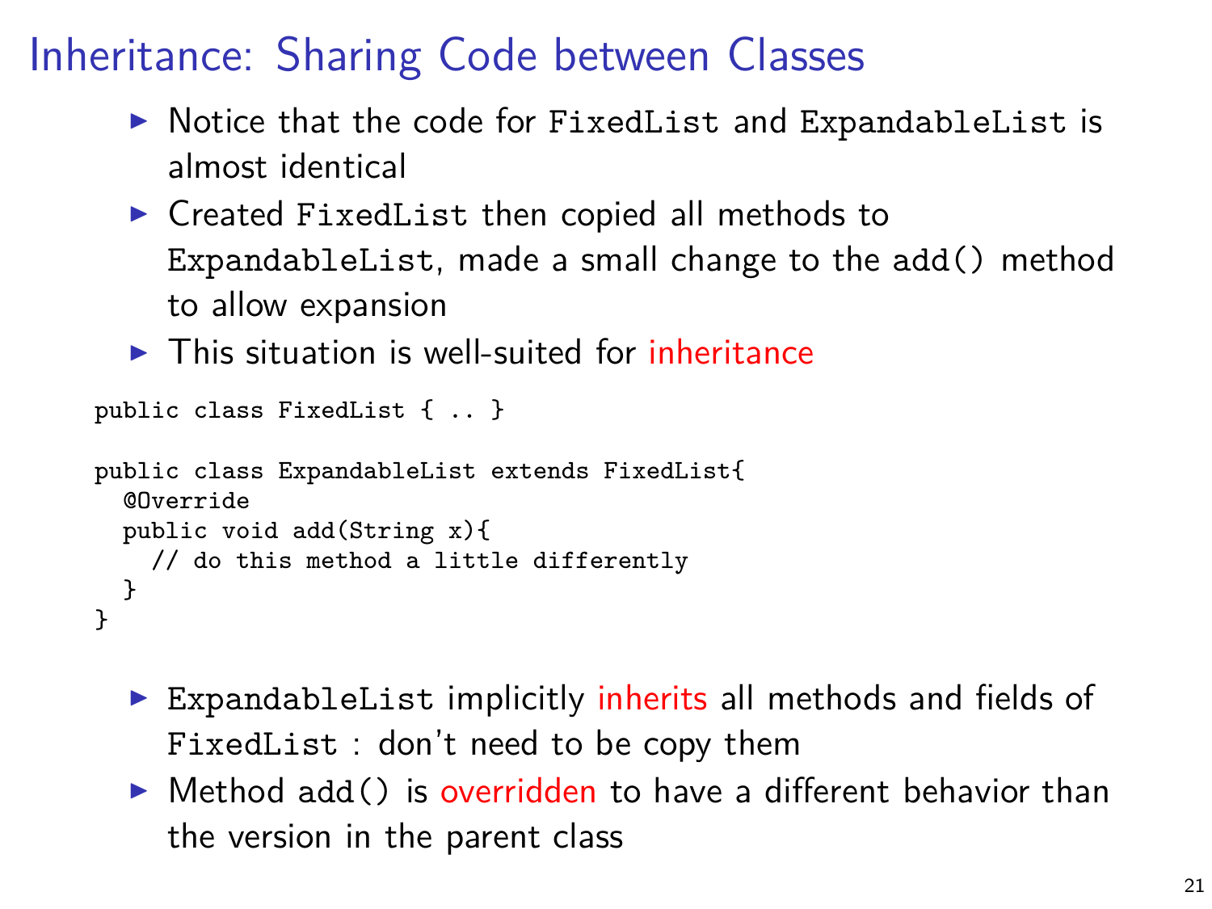# Inheritance: Sharing Code between Classes

- Notice that the code for `FixedList` and `ExpandableList` is almost identical
- Created `FixedList` then copied all methods to `ExpandableList`, made a small change to the `add()` method to allow expansion
- This situation is well-suited for inheritance

```
public class FixedList { .. }

public class ExpandableList extends FixedList{
  @Override
  public void add(String x){
    // do this method a little differently
  }
}
```

- `ExpandableList` implicitly inherits all methods and fields of `FixedList` : don't need to be copy them
- Method `add()` is overridden to have a different behavior than the version in the parent class